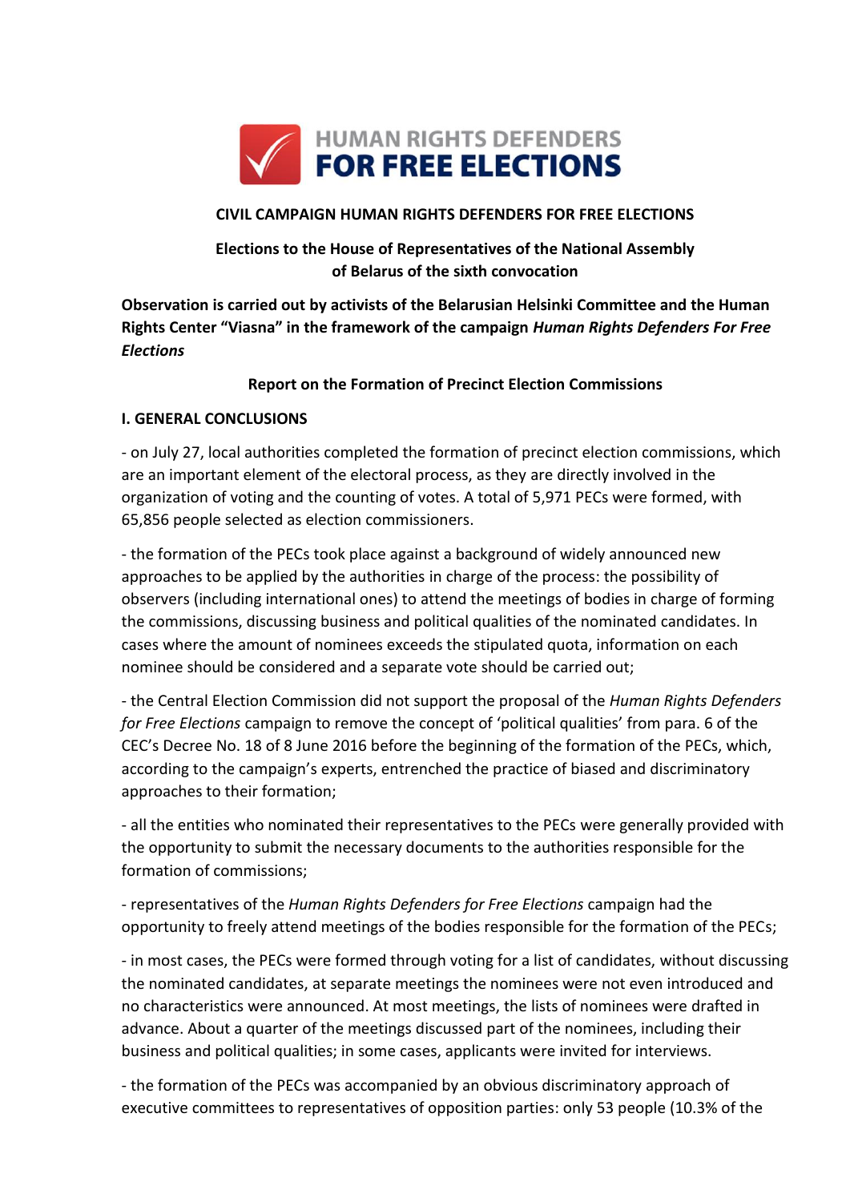HUMAN RIGHTS DEFENDERS FOR FREE ELECTIONS

**CIVIL CAMPAIGN HUMAN RIGHTS DEFENDERS FOR FREE ELECTIONS**

**Elections to the House of Representatives of the National Assembly of Belarus of the sixth convocation**

**Observation is carried out by activists of the Belarusian Helsinki Committee and the Human Rights Center "Viasna" in the framework of the campaign *Human Rights Defenders For Free Elections***

**Report on the Formation of Precinct Election Commissions**

## I. GENERAL CONCLUSIONS

- on July 27, local authorities completed the formation of precinct election commissions, which are an important element of the electoral process, as they are directly involved in the organization of voting and the counting of votes. A total of 5,971 PECs were formed, with 65,856 people selected as election commissioners.

- the formation of the PECs took place against a background of widely announced new approaches to be applied by the authorities in charge of the process: the possibility of observers (including international ones) to attend the meetings of bodies in charge of forming the commissions, discussing business and political qualities of the nominated candidates. In cases where the amount of nominees exceeds the stipulated quota, information on each nominee should be considered and a separate vote should be carried out;

- the Central Election Commission did not support the proposal of the *Human Rights Defenders for Free Elections* campaign to remove the concept of 'political qualities' from para. 6 of the CEC's Decree No. 18 of 8 June 2016 before the beginning of the formation of the PECs, which, according to the campaign's experts, entrenched the practice of biased and discriminatory approaches to their formation;

- all the entities who nominated their representatives to the PECs were generally provided with the opportunity to submit the necessary documents to the authorities responsible for the formation of commissions;

- representatives of the *Human Rights Defenders for Free Elections* campaign had the opportunity to freely attend meetings of the bodies responsible for the formation of the PECs;

- in most cases, the PECs were formed through voting for a list of candidates, without discussing the nominated candidates, at separate meetings the nominees were not even introduced and no characteristics were announced. At most meetings, the lists of nominees were drafted in advance. About a quarter of the meetings discussed part of the nominees, including their business and political qualities; in some cases, applicants were invited for interviews.

- the formation of the PECs was accompanied by an obvious discriminatory approach of executive committees to representatives of opposition parties: only 53 people (10.3% of the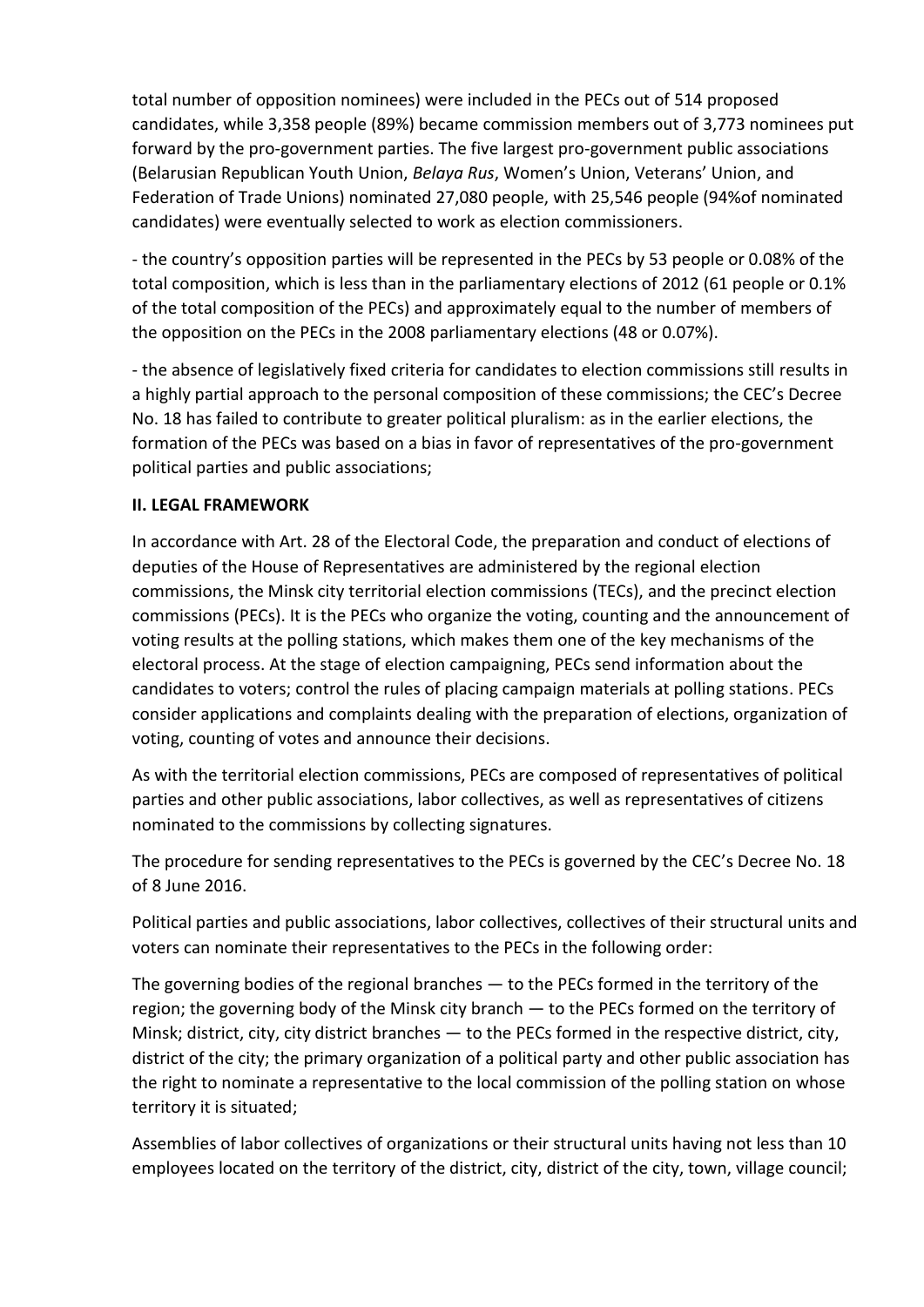total number of opposition nominees) were included in the PECs out of 514 proposed candidates, while 3,358 people (89%) became commission members out of 3,773 nominees put forward by the pro-government parties. The five largest pro-government public associations (Belarusian Republican Youth Union, *Belaya Rus*, Women's Union, Veterans' Union, and Federation of Trade Unions) nominated 27,080 people, with 25,546 people (94%of nominated candidates) were eventually selected to work as election commissioners.

- the country's opposition parties will be represented in the PECs by 53 people or 0.08% of the total composition, which is less than in the parliamentary elections of 2012 (61 people or 0.1% of the total composition of the PECs) and approximately equal to the number of members of the opposition on the PECs in the 2008 parliamentary elections (48 or 0.07%).

- the absence of legislatively fixed criteria for candidates to election commissions still results in a highly partial approach to the personal composition of these commissions; the CEC's Decree No. 18 has failed to contribute to greater political pluralism: as in the earlier elections, the formation of the PECs was based on a bias in favor of representatives of the pro-government political parties and public associations;

**II. LEGAL FRAMEWORK**

In accordance with Art. 28 of the Electoral Code, the preparation and conduct of elections of deputies of the House of Representatives are administered by the regional election commissions, the Minsk city territorial election commissions (TECs), and the precinct election commissions (PECs). It is the PECs who organize the voting, counting and the announcement of voting results at the polling stations, which makes them one of the key mechanisms of the electoral process. At the stage of election campaigning, PECs send information about the candidates to voters; control the rules of placing campaign materials at polling stations. PECs consider applications and complaints dealing with the preparation of elections, organization of voting, counting of votes and announce their decisions.

As with the territorial election commissions, PECs are composed of representatives of political parties and other public associations, labor collectives, as well as representatives of citizens nominated to the commissions by collecting signatures.

The procedure for sending representatives to the PECs is governed by the CEC's Decree No. 18 of 8 June 2016.

Political parties and public associations, labor collectives, collectives of their structural units and voters can nominate their representatives to the PECs in the following order:

The governing bodies of the regional branches — to the PECs formed in the territory of the region; the governing body of the Minsk city branch — to the PECs formed on the territory of Minsk; district, city, city district branches — to the PECs formed in the respective district, city, district of the city; the primary organization of a political party and other public association has the right to nominate a representative to the local commission of the polling station on whose territory it is situated;

Assemblies of labor collectives of organizations or their structural units having not less than 10 employees located on the territory of the district, city, district of the city, town, village council;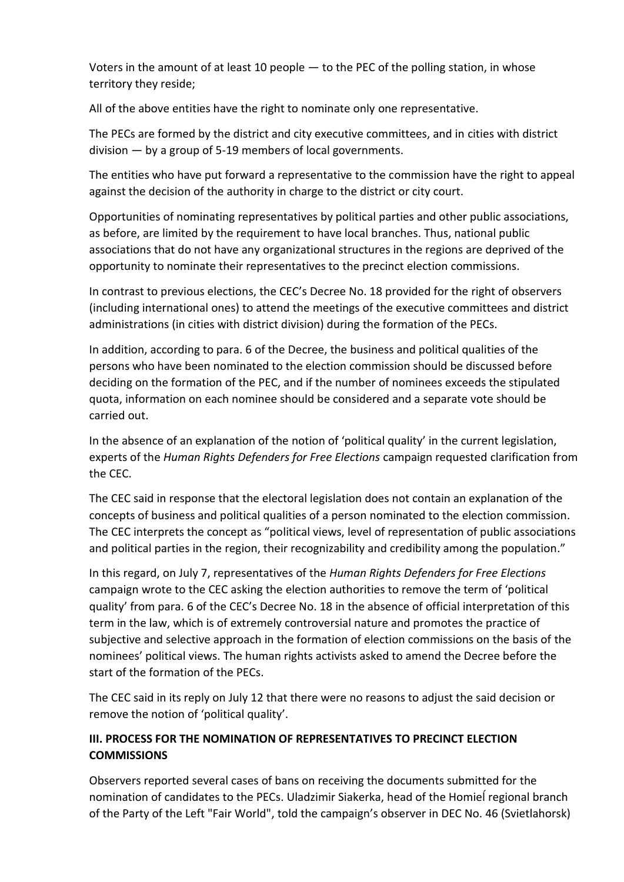Voters in the amount of at least 10 people — to the PEC of the polling station, in whose territory they reside;

All of the above entities have the right to nominate only one representative.

The PECs are formed by the district and city executive committees, and in cities with district division — by a group of 5-19 members of local governments.

The entities who have put forward a representative to the commission have the right to appeal against the decision of the authority in charge to the district or city court.

Opportunities of nominating representatives by political parties and other public associations, as before, are limited by the requirement to have local branches. Thus, national public associations that do not have any organizational structures in the regions are deprived of the opportunity to nominate their representatives to the precinct election commissions.

In contrast to previous elections, the CEC's Decree No. 18 provided for the right of observers (including international ones) to attend the meetings of the executive committees and district administrations (in cities with district division) during the formation of the PECs.

In addition, according to para. 6 of the Decree, the business and political qualities of the persons who have been nominated to the election commission should be discussed before deciding on the formation of the PEC, and if the number of nominees exceeds the stipulated quota, information on each nominee should be considered and a separate vote should be carried out.

In the absence of an explanation of the notion of 'political quality' in the current legislation, experts of the *Human Rights Defenders for Free Elections* campaign requested clarification from the CEC.

The CEC said in response that the electoral legislation does not contain an explanation of the concepts of business and political qualities of a person nominated to the election commission. The CEC interprets the concept as "political views, level of representation of public associations and political parties in the region, their recognizability and credibility among the population."

In this regard, on July 7, representatives of the *Human Rights Defenders for Free Elections* campaign wrote to the CEC asking the election authorities to remove the term of 'political quality' from para. 6 of the CEC's Decree No. 18 in the absence of official interpretation of this term in the law, which is of extremely controversial nature and promotes the practice of subjective and selective approach in the formation of election commissions on the basis of the nominees' political views. The human rights activists asked to amend the Decree before the start of the formation of the PECs.

The CEC said in its reply on July 12 that there were no reasons to adjust the said decision or remove the notion of 'political quality'.

## III. PROCESS FOR THE NOMINATION OF REPRESENTATIVES TO PRECINCT ELECTION COMMISSIONS

Observers reported several cases of bans on receiving the documents submitted for the nomination of candidates to the PECs. Uladzimir Siakerka, head of the Homieĺ regional branch of the Party of the Left "Fair World", told the campaign's observer in DEC No. 46 (Svietlahorsk)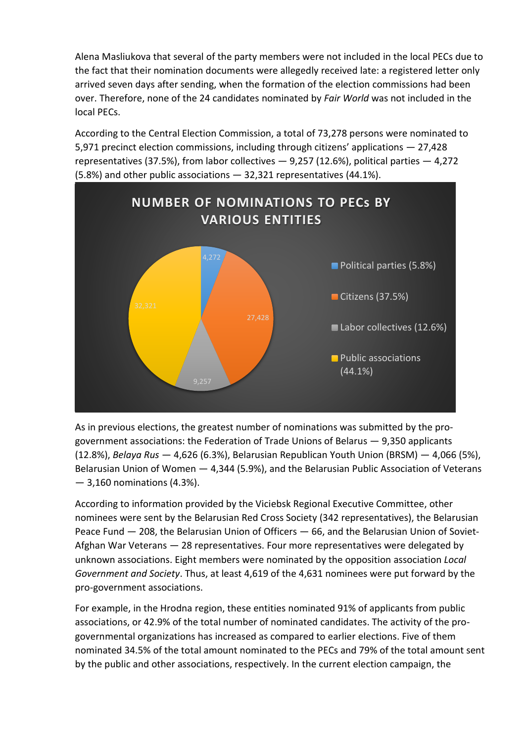Alena Masliukova that several of the party members were not included in the local PECs due to the fact that their nomination documents were allegedly received late: a registered letter only arrived seven days after sending, when the formation of the election commissions had been over. Therefore, none of the 24 candidates nominated by *Fair World* was not included in the local PECs.

According to the Central Election Commission, a total of 73,278 persons were nominated to 5,971 precinct election commissions, including through citizens' applications — 27,428 representatives (37.5%), from labor collectives — 9,257 (12.6%), political parties — 4,272 (5.8%) and other public associations — 32,321 representatives (44.1%).

**NUMBER OF NOMINATIONS TO PECs BY VARIOUS ENTITIES**

| Entity | Nominations |
|---|---|
| Political parties (5.8%) | 4,272 |
| Citizens (37.5%) | 27,428 |
| Labor collectives (12.6%) | 9,257 |
| Public associations (44.1%) | 32,321 |

As in previous elections, the greatest number of nominations was submitted by the pro-government associations: the Federation of Trade Unions of Belarus — 9,350 applicants (12.8%), *Belaya Rus* — 4,626 (6.3%), Belarusian Republican Youth Union (BRSM) — 4,066 (5%), Belarusian Union of Women — 4,344 (5.9%), and the Belarusian Public Association of Veterans — 3,160 nominations (4.3%).

According to information provided by the Viciebsk Regional Executive Committee, other nominees were sent by the Belarusian Red Cross Society (342 representatives), the Belarusian Peace Fund — 208, the Belarusian Union of Officers — 66, and the Belarusian Union of Soviet-Afghan War Veterans — 28 representatives. Four more representatives were delegated by unknown associations. Eight members were nominated by the opposition association *Local Government and Society*. Thus, at least 4,619 of the 4,631 nominees were put forward by the pro-government associations.

For example, in the Hrodna region, these entities nominated 91% of applicants from public associations, or 42.9% of the total number of nominated candidates. The activity of the pro-governmental organizations has increased as compared to earlier elections. Five of them nominated 34.5% of the total amount nominated to the PECs and 79% of the total amount sent by the public and other associations, respectively. In the current election campaign, the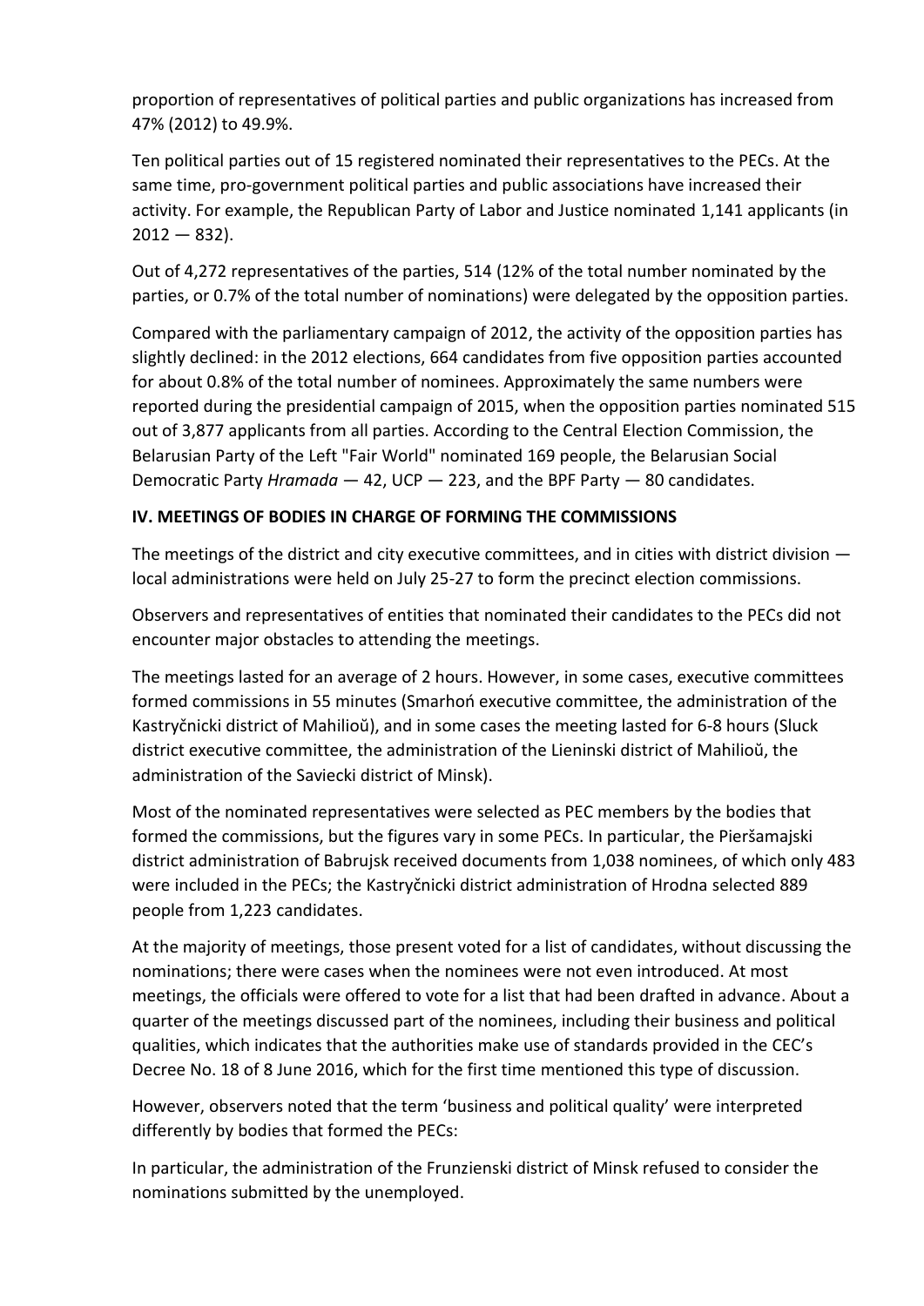proportion of representatives of political parties and public organizations has increased from 47% (2012) to 49.9%.

Ten political parties out of 15 registered nominated their representatives to the PECs. At the same time, pro-government political parties and public associations have increased their activity. For example, the Republican Party of Labor and Justice nominated 1,141 applicants (in 2012 — 832).

Out of 4,272 representatives of the parties, 514 (12% of the total number nominated by the parties, or 0.7% of the total number of nominations) were delegated by the opposition parties.

Compared with the parliamentary campaign of 2012, the activity of the opposition parties has slightly declined: in the 2012 elections, 664 candidates from five opposition parties accounted for about 0.8% of the total number of nominees. Approximately the same numbers were reported during the presidential campaign of 2015, when the opposition parties nominated 515 out of 3,877 applicants from all parties. According to the Central Election Commission, the Belarusian Party of the Left "Fair World" nominated 169 people, the Belarusian Social Democratic Party *Hramada* — 42, UCP — 223, and the BPF Party — 80 candidates.

## IV. MEETINGS OF BODIES IN CHARGE OF FORMING THE COMMISSIONS

The meetings of the district and city executive committees, and in cities with district division — local administrations were held on July 25-27 to form the precinct election commissions.

Observers and representatives of entities that nominated their candidates to the PECs did not encounter major obstacles to attending the meetings.

The meetings lasted for an average of 2 hours. However, in some cases, executive committees formed commissions in 55 minutes (Smarhoń executive committee, the administration of the Kastryčnicki district of Mahilioŭ), and in some cases the meeting lasted for 6-8 hours (Sluck district executive committee, the administration of the Lieninski district of Mahilioŭ, the administration of the Saviecki district of Minsk).

Most of the nominated representatives were selected as PEC members by the bodies that formed the commissions, but the figures vary in some PECs. In particular, the Pieršamajski district administration of Babrujsk received documents from 1,038 nominees, of which only 483 were included in the PECs; the Kastryčnicki district administration of Hrodna selected 889 people from 1,223 candidates.

At the majority of meetings, those present voted for a list of candidates, without discussing the nominations; there were cases when the nominees were not even introduced. At most meetings, the officials were offered to vote for a list that had been drafted in advance. About a quarter of the meetings discussed part of the nominees, including their business and political qualities, which indicates that the authorities make use of standards provided in the CEC's Decree No. 18 of 8 June 2016, which for the first time mentioned this type of discussion.

However, observers noted that the term 'business and political quality' were interpreted differently by bodies that formed the PECs:

In particular, the administration of the Frunzienski district of Minsk refused to consider the nominations submitted by the unemployed.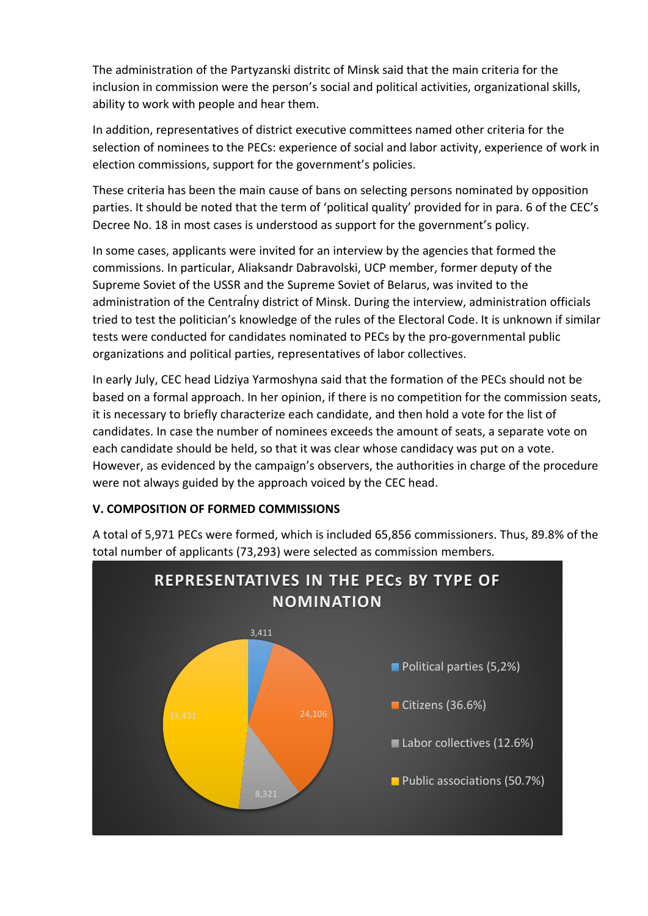The administration of the Partyzanski distritc of Minsk said that the main criteria for the inclusion in commission were the person's social and political activities, organizational skills, ability to work with people and hear them.

In addition, representatives of district executive committees named other criteria for the selection of nominees to the PECs: experience of social and labor activity, experience of work in election commissions, support for the government's policies.

These criteria has been the main cause of bans on selecting persons nominated by opposition parties. It should be noted that the term of 'political quality' provided for in para. 6 of the CEC's Decree No. 18 in most cases is understood as support for the government's policy.

In some cases, applicants were invited for an interview by the agencies that formed the commissions. In particular, Aliaksandr Dabravolski, UCP member, former deputy of the Supreme Soviet of the USSR and the Supreme Soviet of Belarus, was invited to the administration of the Centraĺny district of Minsk. During the interview, administration officials tried to test the politician's knowledge of the rules of the Electoral Code. It is unknown if similar tests were conducted for candidates nominated to PECs by the pro-governmental public organizations and political parties, representatives of labor collectives.

In early July, CEC head Lidziya Yarmoshyna said that the formation of the PECs should not be based on a formal approach. In her opinion, if there is no competition for the commission seats, it is necessary to briefly characterize each candidate, and then hold a vote for the list of candidates. In case the number of nominees exceeds the amount of seats, a separate vote on each candidate should be held, so that it was clear whose candidacy was put on a vote. However, as evidenced by the campaign's observers, the authorities in charge of the procedure were not always guided by the approach voiced by the CEC head.

**V. COMPOSITION OF FORMED COMMISSIONS**

A total of 5,971 PECs were formed, which is included 65,856 commissioners. Thus, 89.8% of the total number of applicants (73,293) were selected as commission members.

**REPRESENTATIVES IN THE PECs BY TYPE OF NOMINATION**

| Type of nomination | Number |
|---|---|
| Political parties (5,2%) | 3,411 |
| Citizens (36.6%) | 24,106 |
| Labor collectives (12.6%) | 8,321 |
| Public associations (50.7%) | 33,431 |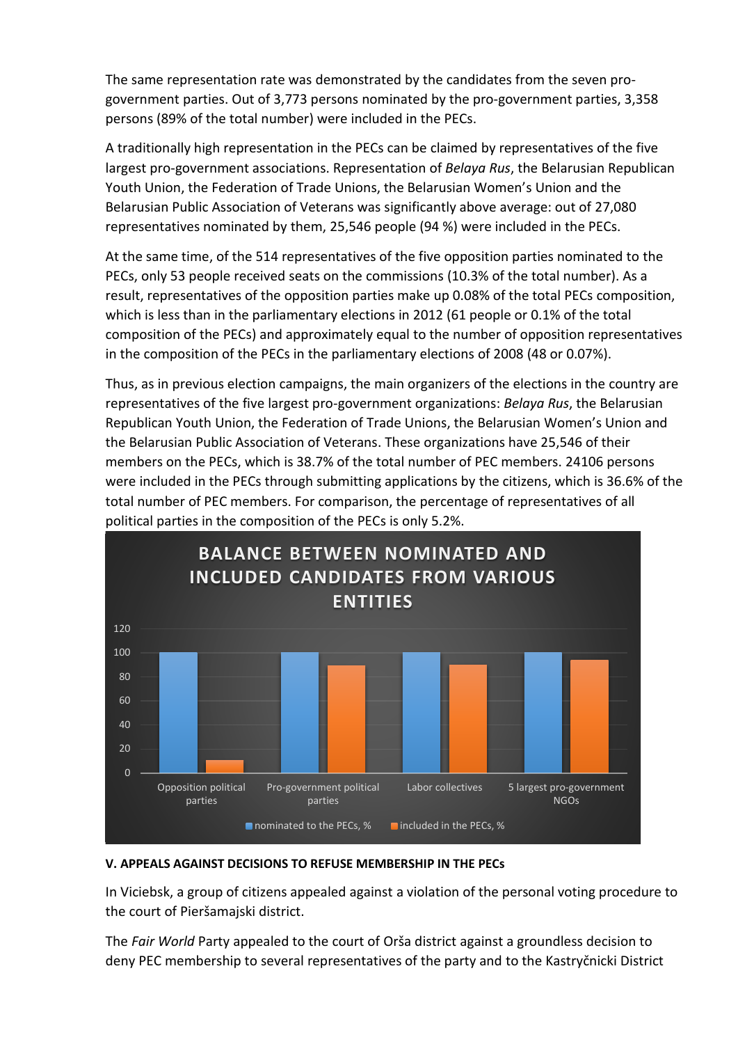The same representation rate was demonstrated by the candidates from the seven pro-government parties. Out of 3,773 persons nominated by the pro-government parties, 3,358 persons (89% of the total number) were included in the PECs.

A traditionally high representation in the PECs can be claimed by representatives of the five largest pro-government associations. Representation of *Belaya Rus*, the Belarusian Republican Youth Union, the Federation of Trade Unions, the Belarusian Women's Union and the Belarusian Public Association of Veterans was significantly above average: out of 27,080 representatives nominated by them, 25,546 people (94 %) were included in the PECs.

At the same time, of the 514 representatives of the five opposition parties nominated to the PECs, only 53 people received seats on the commissions (10.3% of the total number). As a result, representatives of the opposition parties make up 0.08% of the total PECs composition, which is less than in the parliamentary elections in 2012 (61 people or 0.1% of the total composition of the PECs) and approximately equal to the number of opposition representatives in the composition of the PECs in the parliamentary elections of 2008 (48 or 0.07%).

Thus, as in previous election campaigns, the main organizers of the elections in the country are representatives of the five largest pro-government organizations: *Belaya Rus*, the Belarusian Republican Youth Union, the Federation of Trade Unions, the Belarusian Women's Union and the Belarusian Public Association of Veterans. These organizations have 25,546 of their members on the PECs, which is 38.7% of the total number of PEC members. 24106 persons were included in the PECs through submitting applications by the citizens, which is 36.6% of the total number of PEC members. For comparison, the percentage of representatives of all political parties in the composition of the PECs is only 5.2%.

**BALANCE BETWEEN NOMINATED AND INCLUDED CANDIDATES FROM VARIOUS ENTITIES**

Categories: Opposition political parties; Pro-government political parties; Labor collectives; 5 largest pro-government NGOs

Legend: nominated to the PECs, %; included in the PECs, %

**V. APPEALS AGAINST DECISIONS TO REFUSE MEMBERSHIP IN THE PECs**

In Viciebsk, a group of citizens appealed against a violation of the personal voting procedure to the court of Pieršamajski district.

The *Fair World* Party appealed to the court of Orša district against a groundless decision to deny PEC membership to several representatives of the party and to the Kastryčnicki District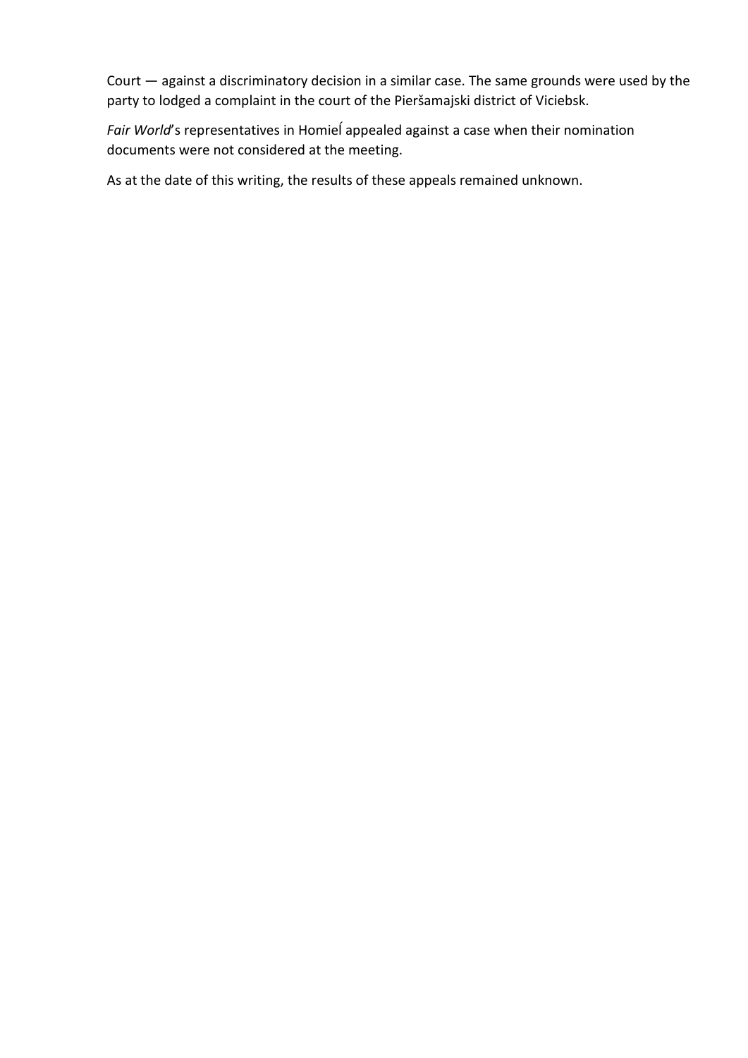Court — against a discriminatory decision in a similar case. The same grounds were used by the party to lodged a complaint in the court of the Pieršamajski district of Viciebsk.

*Fair World*'s representatives in Homieĺ appealed against a case when their nomination documents were not considered at the meeting.

As at the date of this writing, the results of these appeals remained unknown.